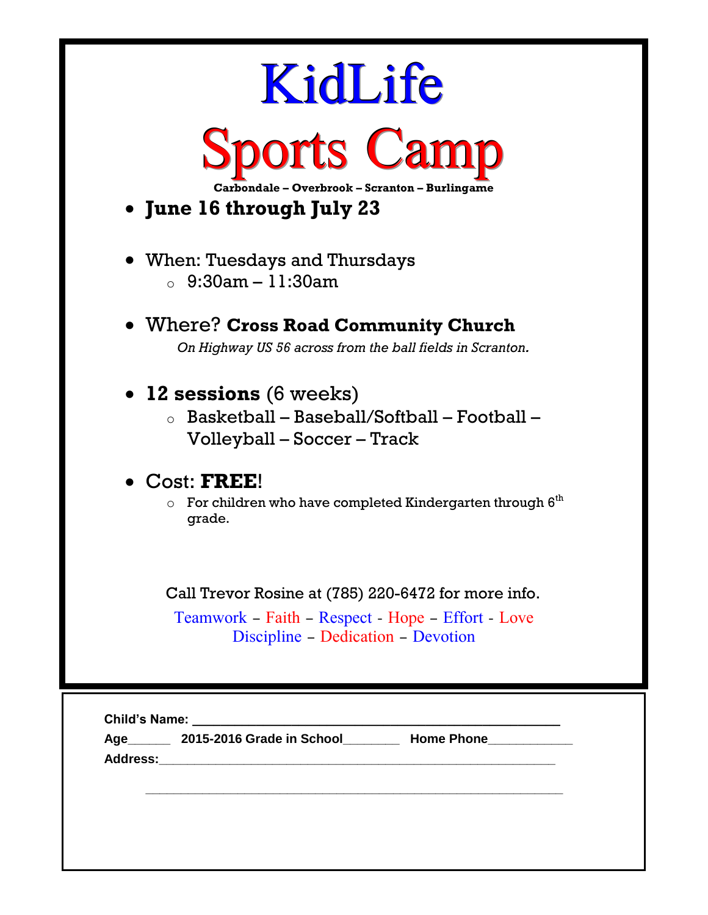# KidLife

# Sports Camp

**Carbondale – Overbrook – Scranton – Burlingame**

- **June 16 through July 23**

- When: Tuesdays and Thursdays
  - 9:30am – 11:30am

- Where? **Cross Road Community Church**

  *On Highway US 56 across from the ball fields in Scranton.*

- **12 sessions** (6 weeks)
  - Basketball – Baseball/Softball – Football – Volleyball – Soccer – Track

- Cost: **FREE**!
  - For children who have completed Kindergarten through 6th grade.

Call Trevor Rosine at (785) 220-6472 for more info.

Teamwork – Faith – Respect - Hope – Effort - Love
Discipline – Dedication – Devotion

---

**Child's Name:** ____________________________________________

**Age**______ **2015-2016 Grade in School**________ **Home Phone**____________

**Address:**____________________________________________________________

____________________________________________________________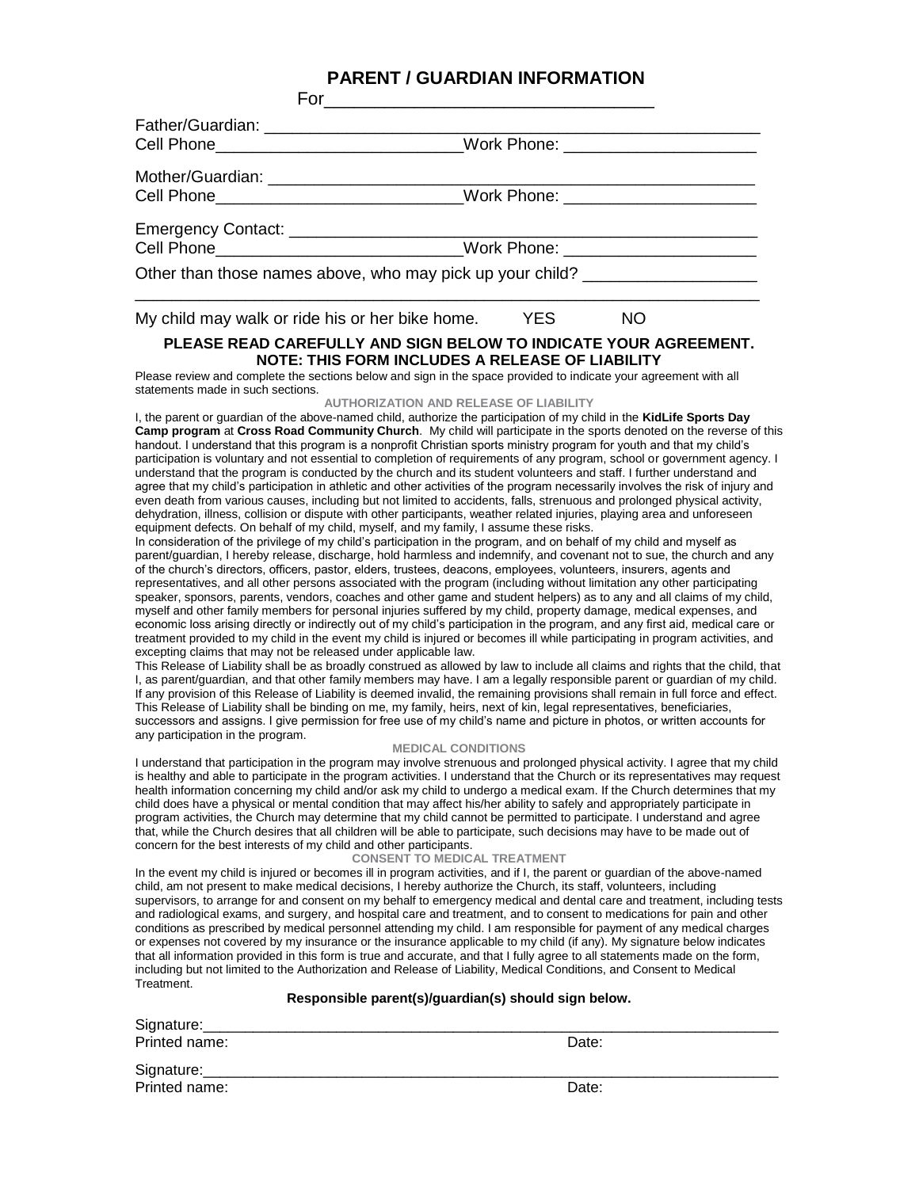# PARENT / GUARDIAN INFORMATION

For___________________________________

Father/Guardian: ___________________________________________________

Cell Phone___________________________Work Phone: _____________________

Mother/Guardian: __________________________________________________

Cell Phone____________________________Work Phone: _____________________

Emergency Contact: _________________________________________________

Cell Phone___________________________Work Phone: _____________________

Other than those names above, who may pick up your child? __________________

______________________________________________________________________

My child may walk or ride his or her bike home. YES NO

**PLEASE READ CAREFULLY AND SIGN BELOW TO INDICATE YOUR AGREEMENT.**
**NOTE: THIS FORM INCLUDES A RELEASE OF LIABILITY**

Please review and complete the sections below and sign in the space provided to indicate your agreement with all statements made in such sections.

**AUTHORIZATION AND RELEASE OF LIABILITY**

I, the parent or guardian of the above-named child, authorize the participation of my child in the **KidLife Sports Day Camp program** at **Cross Road Community Church**. My child will participate in the sports denoted on the reverse of this handout. I understand that this program is a nonprofit Christian sports ministry program for youth and that my child's participation is voluntary and not essential to completion of requirements of any program, school or government agency. I understand that the program is conducted by the church and its student volunteers and staff. I further understand and agree that my child's participation in athletic and other activities of the program necessarily involves the risk of injury and even death from various causes, including but not limited to accidents, falls, strenuous and prolonged physical activity, dehydration, illness, collision or dispute with other participants, weather related injuries, playing area and unforeseen equipment defects. On behalf of my child, myself, and my family, I assume these risks.

In consideration of the privilege of my child's participation in the program, and on behalf of my child and myself as parent/guardian, I hereby release, discharge, hold harmless and indemnify, and covenant not to sue, the church and any of the church's directors, officers, pastor, elders, trustees, deacons, employees, volunteers, insurers, agents and representatives, and all other persons associated with the program (including without limitation any other participating speaker, sponsors, parents, vendors, coaches and other game and student helpers) as to any and all claims of my child, myself and other family members for personal injuries suffered by my child, property damage, medical expenses, and economic loss arising directly or indirectly out of my child's participation in the program, and any first aid, medical care or treatment provided to my child in the event my child is injured or becomes ill while participating in program activities, and excepting claims that may not be released under applicable law.

This Release of Liability shall be as broadly construed as allowed by law to include all claims and rights that the child, that I, as parent/guardian, and that other family members may have. I am a legally responsible parent or guardian of my child. If any provision of this Release of Liability is deemed invalid, the remaining provisions shall remain in full force and effect. This Release of Liability shall be binding on me, my family, heirs, next of kin, legal representatives, beneficiaries, successors and assigns. I give permission for free use of my child's name and picture in photos, or written accounts for any participation in the program.

**MEDICAL CONDITIONS**

I understand that participation in the program may involve strenuous and prolonged physical activity. I agree that my child is healthy and able to participate in the program activities. I understand that the Church or its representatives may request health information concerning my child and/or ask my child to undergo a medical exam. If the Church determines that my child does have a physical or mental condition that may affect his/her ability to safely and appropriately participate in program activities, the Church may determine that my child cannot be permitted to participate. I understand and agree that, while the Church desires that all children will be able to participate, such decisions may have to be made out of concern for the best interests of my child and other participants.

**CONSENT TO MEDICAL TREATMENT**

In the event my child is injured or becomes ill in program activities, and if I, the parent or guardian of the above-named child, am not present to make medical decisions, I hereby authorize the Church, its staff, volunteers, including supervisors, to arrange for and consent on my behalf to emergency medical and dental care and treatment, including tests and radiological exams, and surgery, and hospital care and treatment, and to consent to medications for pain and other conditions as prescribed by medical personnel attending my child. I am responsible for payment of any medical charges or expenses not covered by my insurance or the insurance applicable to my child (if any). My signature below indicates that all information provided in this form is true and accurate, and that I fully agree to all statements made on the form, including but not limited to the Authorization and Release of Liability, Medical Conditions, and Consent to Medical Treatment.

**Responsible parent(s)/guardian(s) should sign below.**

Signature:_____________________________________________________________________

Printed name: Date:

Signature:_____________________________________________________________________

Printed name: Date: